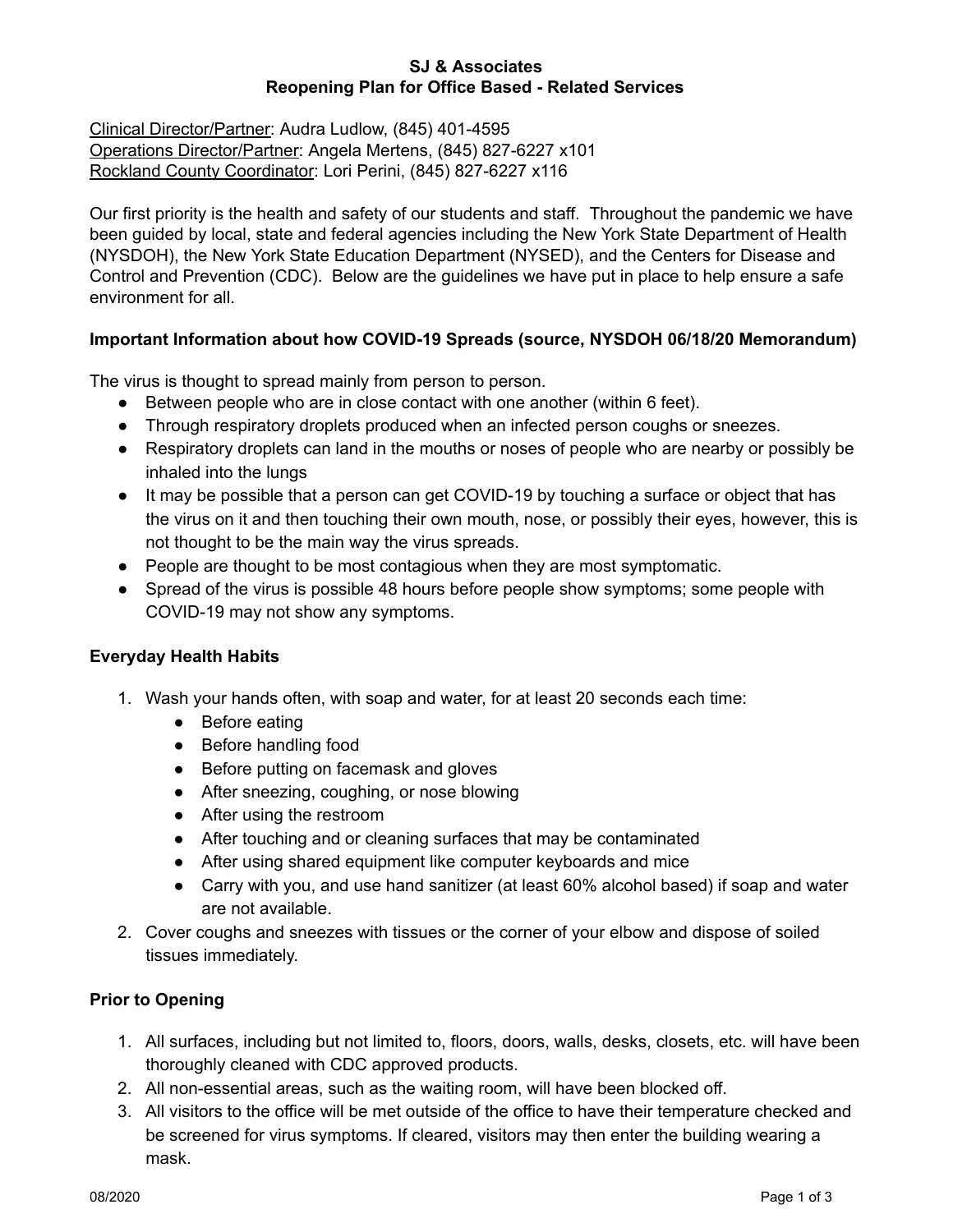# SJ & Associates
## Reopening Plan for Office Based - Related Services

<u>Clinical Director/Partner</u>: Audra Ludlow, (845) 401-4595
<u>Operations Director/Partner</u>: Angela Mertens, (845) 827-6227 x101
<u>Rockland County Coordinator</u>: Lori Perini, (845) 827-6227 x116

Our first priority is the health and safety of our students and staff. Throughout the pandemic we have been guided by local, state and federal agencies including the New York State Department of Health (NYSDOH), the New York State Education Department (NYSED), and the Centers for Disease and Control and Prevention (CDC). Below are the guidelines we have put in place to help ensure a safe environment for all.

**Important Information about how COVID-19 Spreads (source, NYSDOH 06/18/20 Memorandum)**

The virus is thought to spread mainly from person to person.

- Between people who are in close contact with one another (within 6 feet).
- Through respiratory droplets produced when an infected person coughs or sneezes.
- Respiratory droplets can land in the mouths or noses of people who are nearby or possibly be inhaled into the lungs
- It may be possible that a person can get COVID-19 by touching a surface or object that has the virus on it and then touching their own mouth, nose, or possibly their eyes, however, this is not thought to be the main way the virus spreads.
- People are thought to be most contagious when they are most symptomatic.
- Spread of the virus is possible 48 hours before people show symptoms; some people with COVID-19 may not show any symptoms.

**Everyday Health Habits**

1. Wash your hands often, with soap and water, for at least 20 seconds each time:
   - Before eating
   - Before handling food
   - Before putting on facemask and gloves
   - After sneezing, coughing, or nose blowing
   - After using the restroom
   - After touching and or cleaning surfaces that may be contaminated
   - After using shared equipment like computer keyboards and mice
   - Carry with you, and use hand sanitizer (at least 60% alcohol based) if soap and water are not available.
2. Cover coughs and sneezes with tissues or the corner of your elbow and dispose of soiled tissues immediately.

**Prior to Opening**

1. All surfaces, including but not limited to, floors, doors, walls, desks, closets, etc. will have been thoroughly cleaned with CDC approved products.
2. All non-essential areas, such as the waiting room, will have been blocked off.
3. All visitors to the office will be met outside of the office to have their temperature checked and be screened for virus symptoms. If cleared, visitors may then enter the building wearing a mask.

08/2020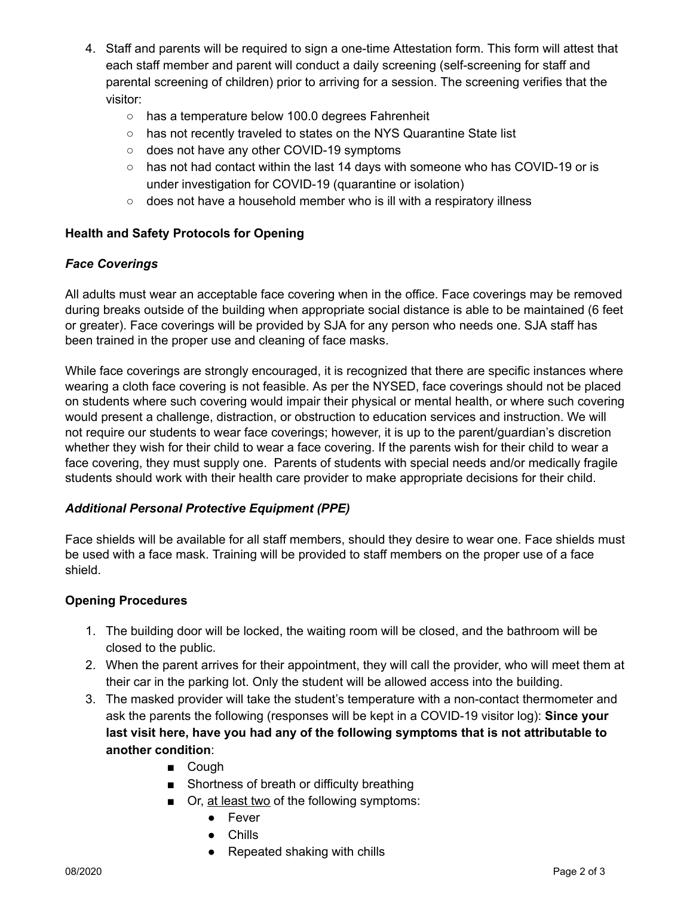4. Staff and parents will be required to sign a one-time Attestation form. This form will attest that each staff member and parent will conduct a daily screening (self-screening for staff and parental screening of children) prior to arriving for a session. The screening verifies that the visitor:
    - has a temperature below 100.0 degrees Fahrenheit
    - has not recently traveled to states on the NYS Quarantine State list
    - does not have any other COVID-19 symptoms
    - has not had contact within the last 14 days with someone who has COVID-19 or is under investigation for COVID-19 (quarantine or isolation)
    - does not have a household member who is ill with a respiratory illness

**Health and Safety Protocols for Opening**

***Face Coverings***

All adults must wear an acceptable face covering when in the office. Face coverings may be removed during breaks outside of the building when appropriate social distance is able to be maintained (6 feet or greater). Face coverings will be provided by SJA for any person who needs one. SJA staff has been trained in the proper use and cleaning of face masks.

While face coverings are strongly encouraged, it is recognized that there are specific instances where wearing a cloth face covering is not feasible. As per the NYSED, face coverings should not be placed on students where such covering would impair their physical or mental health, or where such covering would present a challenge, distraction, or obstruction to education services and instruction. We will not require our students to wear face coverings; however, it is up to the parent/guardian's discretion whether they wish for their child to wear a face covering. If the parents wish for their child to wear a face covering, they must supply one. Parents of students with special needs and/or medically fragile students should work with their health care provider to make appropriate decisions for their child.

***Additional Personal Protective Equipment (PPE)***

Face shields will be available for all staff members, should they desire to wear one. Face shields must be used with a face mask. Training will be provided to staff members on the proper use of a face shield.

**Opening Procedures**

1. The building door will be locked, the waiting room will be closed, and the bathroom will be closed to the public.
2. When the parent arrives for their appointment, they will call the provider, who will meet them at their car in the parking lot. Only the student will be allowed access into the building.
3. The masked provider will take the student's temperature with a non-contact thermometer and ask the parents the following (responses will be kept in a COVID-19 visitor log): **Since your last visit here, have you had any of the following symptoms that is not attributable to another condition**:
    - Cough
    - Shortness of breath or difficulty breathing
    - Or, <u>at least two</u> of the following symptoms:
        - Fever
        - Chills
        - Repeated shaking with chills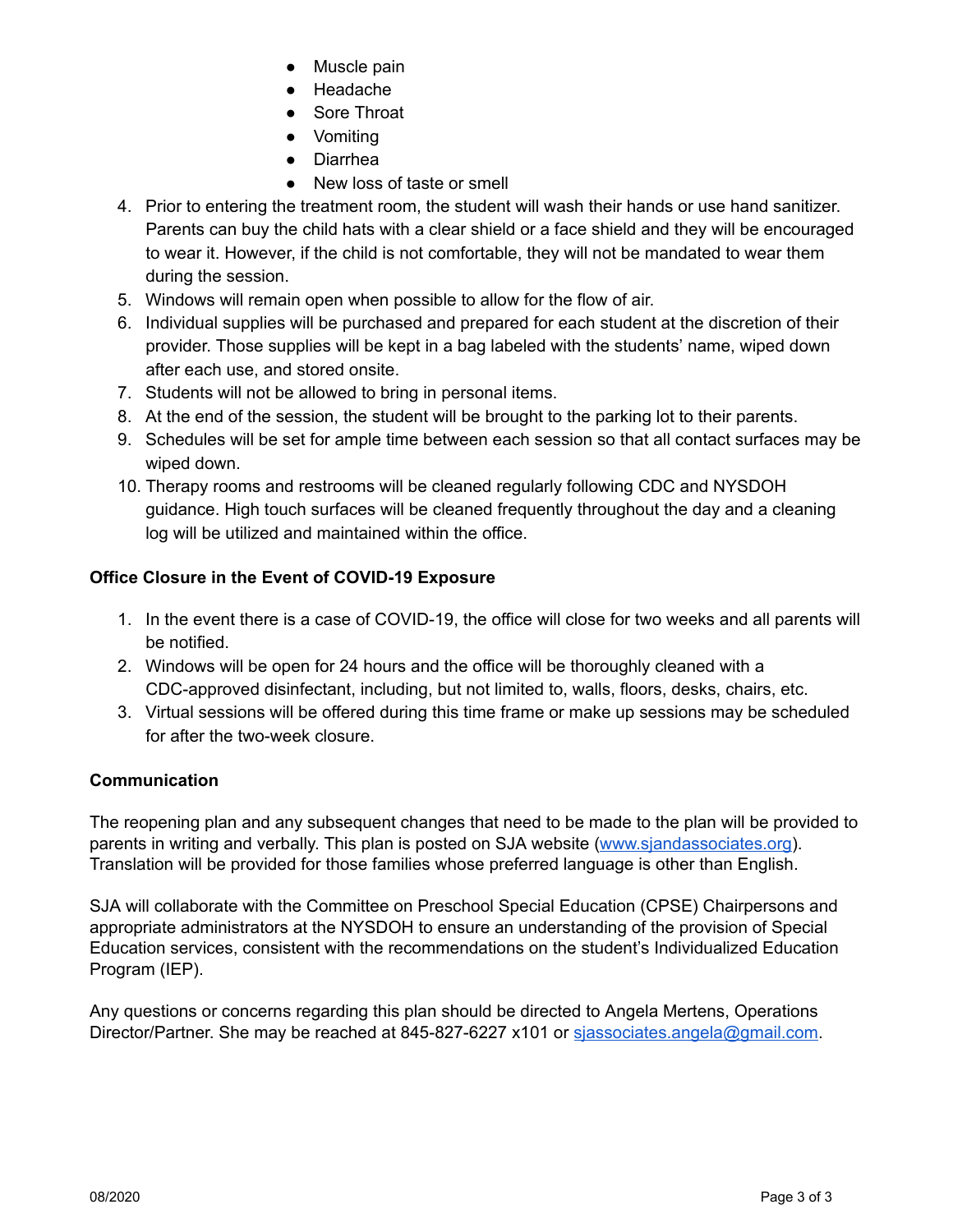- Muscle pain
- Headache
- Sore Throat
- Vomiting
- Diarrhea
- New loss of taste or smell

4. Prior to entering the treatment room, the student will wash their hands or use hand sanitizer. Parents can buy the child hats with a clear shield or a face shield and they will be encouraged to wear it. However, if the child is not comfortable, they will not be mandated to wear them during the session.
5. Windows will remain open when possible to allow for the flow of air.
6. Individual supplies will be purchased and prepared for each student at the discretion of their provider. Those supplies will be kept in a bag labeled with the students' name, wiped down after each use, and stored onsite.
7. Students will not be allowed to bring in personal items.
8. At the end of the session, the student will be brought to the parking lot to their parents.
9. Schedules will be set for ample time between each session so that all contact surfaces may be wiped down.
10. Therapy rooms and restrooms will be cleaned regularly following CDC and NYSDOH guidance. High touch surfaces will be cleaned frequently throughout the day and a cleaning log will be utilized and maintained within the office.

**Office Closure in the Event of COVID-19 Exposure**

1. In the event there is a case of COVID-19, the office will close for two weeks and all parents will be notified.
2. Windows will be open for 24 hours and the office will be thoroughly cleaned with a CDC-approved disinfectant, including, but not limited to, walls, floors, desks, chairs, etc.
3. Virtual sessions will be offered during this time frame or make up sessions may be scheduled for after the two-week closure.

**Communication**

The reopening plan and any subsequent changes that need to be made to the plan will be provided to parents in writing and verbally. This plan is posted on SJA website ([www.sjandassociates.org](http://www.sjandassociates.org)). Translation will be provided for those families whose preferred language is other than English.

SJA will collaborate with the Committee on Preschool Special Education (CPSE) Chairpersons and appropriate administrators at the NYSDOH to ensure an understanding of the provision of Special Education services, consistent with the recommendations on the student's Individualized Education Program (IEP).

Any questions or concerns regarding this plan should be directed to Angela Mertens, Operations Director/Partner. She may be reached at 845-827-6227 x101 or [sjassociates.angela@gmail.com](mailto:sjassociates.angela@gmail.com).

08/2020